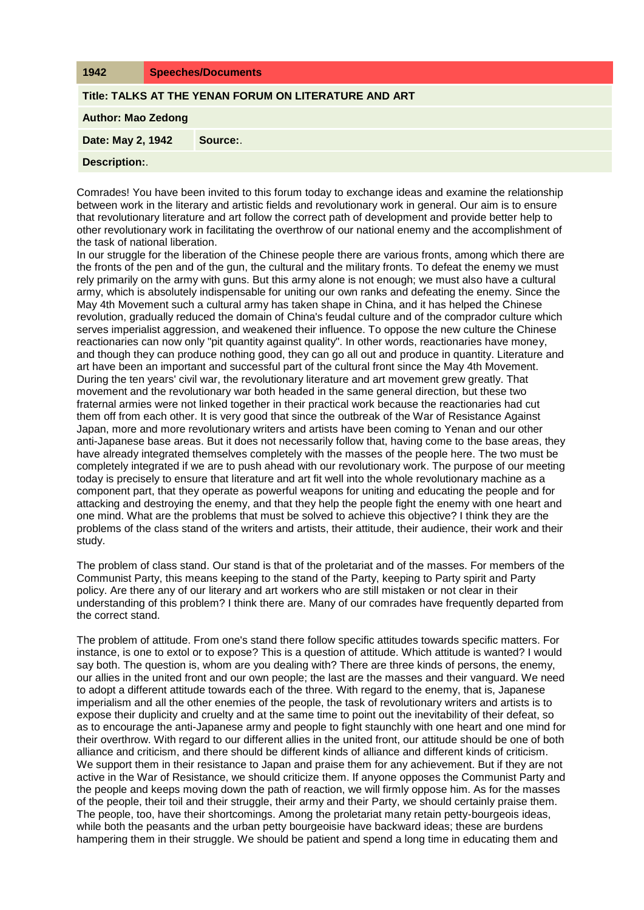| 1942 | Speeches/Documents |
|---|---|

**Title: TALKS AT THE YENAN FORUM ON LITERATURE AND ART**

**Author: Mao Zedong**

**Date: May 2, 1942** **Source:**.

**Description:**.

Comrades! You have been invited to this forum today to exchange ideas and examine the relationship between work in the literary and artistic fields and revolutionary work in general. Our aim is to ensure that revolutionary literature and art follow the correct path of development and provide better help to other revolutionary work in facilitating the overthrow of our national enemy and the accomplishment of the task of national liberation.

In our struggle for the liberation of the Chinese people there are various fronts, among which there are the fronts of the pen and of the gun, the cultural and the military fronts. To defeat the enemy we must rely primarily on the army with guns. But this army alone is not enough; we must also have a cultural army, which is absolutely indispensable for uniting our own ranks and defeating the enemy. Since the May 4th Movement such a cultural army has taken shape in China, and it has helped the Chinese revolution, gradually reduced the domain of China's feudal culture and of the comprador culture which serves imperialist aggression, and weakened their influence. To oppose the new culture the Chinese reactionaries can now only "pit quantity against quality". In other words, reactionaries have money, and though they can produce nothing good, they can go all out and produce in quantity. Literature and art have been an important and successful part of the cultural front since the May 4th Movement. During the ten years' civil war, the revolutionary literature and art movement grew greatly. That movement and the revolutionary war both headed in the same general direction, but these two fraternal armies were not linked together in their practical work because the reactionaries had cut them off from each other. It is very good that since the outbreak of the War of Resistance Against Japan, more and more revolutionary writers and artists have been coming to Yenan and our other anti-Japanese base areas. But it does not necessarily follow that, having come to the base areas, they have already integrated themselves completely with the masses of the people here. The two must be completely integrated if we are to push ahead with our revolutionary work. The purpose of our meeting today is precisely to ensure that literature and art fit well into the whole revolutionary machine as a component part, that they operate as powerful weapons for uniting and educating the people and for attacking and destroying the enemy, and that they help the people fight the enemy with one heart and one mind. What are the problems that must be solved to achieve this objective? I think they are the problems of the class stand of the writers and artists, their attitude, their audience, their work and their study.

The problem of class stand. Our stand is that of the proletariat and of the masses. For members of the Communist Party, this means keeping to the stand of the Party, keeping to Party spirit and Party policy. Are there any of our literary and art workers who are still mistaken or not clear in their understanding of this problem? I think there are. Many of our comrades have frequently departed from the correct stand.

The problem of attitude. From one's stand there follow specific attitudes towards specific matters. For instance, is one to extol or to expose? This is a question of attitude. Which attitude is wanted? I would say both. The question is, whom are you dealing with? There are three kinds of persons, the enemy, our allies in the united front and our own people; the last are the masses and their vanguard. We need to adopt a different attitude towards each of the three. With regard to the enemy, that is, Japanese imperialism and all the other enemies of the people, the task of revolutionary writers and artists is to expose their duplicity and cruelty and at the same time to point out the inevitability of their defeat, so as to encourage the anti-Japanese army and people to fight staunchly with one heart and one mind for their overthrow. With regard to our different allies in the united front, our attitude should be one of both alliance and criticism, and there should be different kinds of alliance and different kinds of criticism. We support them in their resistance to Japan and praise them for any achievement. But if they are not active in the War of Resistance, we should criticize them. If anyone opposes the Communist Party and the people and keeps moving down the path of reaction, we will firmly oppose him. As for the masses of the people, their toil and their struggle, their army and their Party, we should certainly praise them. The people, too, have their shortcomings. Among the proletariat many retain petty-bourgeois ideas, while both the peasants and the urban petty bourgeoisie have backward ideas; these are burdens hampering them in their struggle. We should be patient and spend a long time in educating them and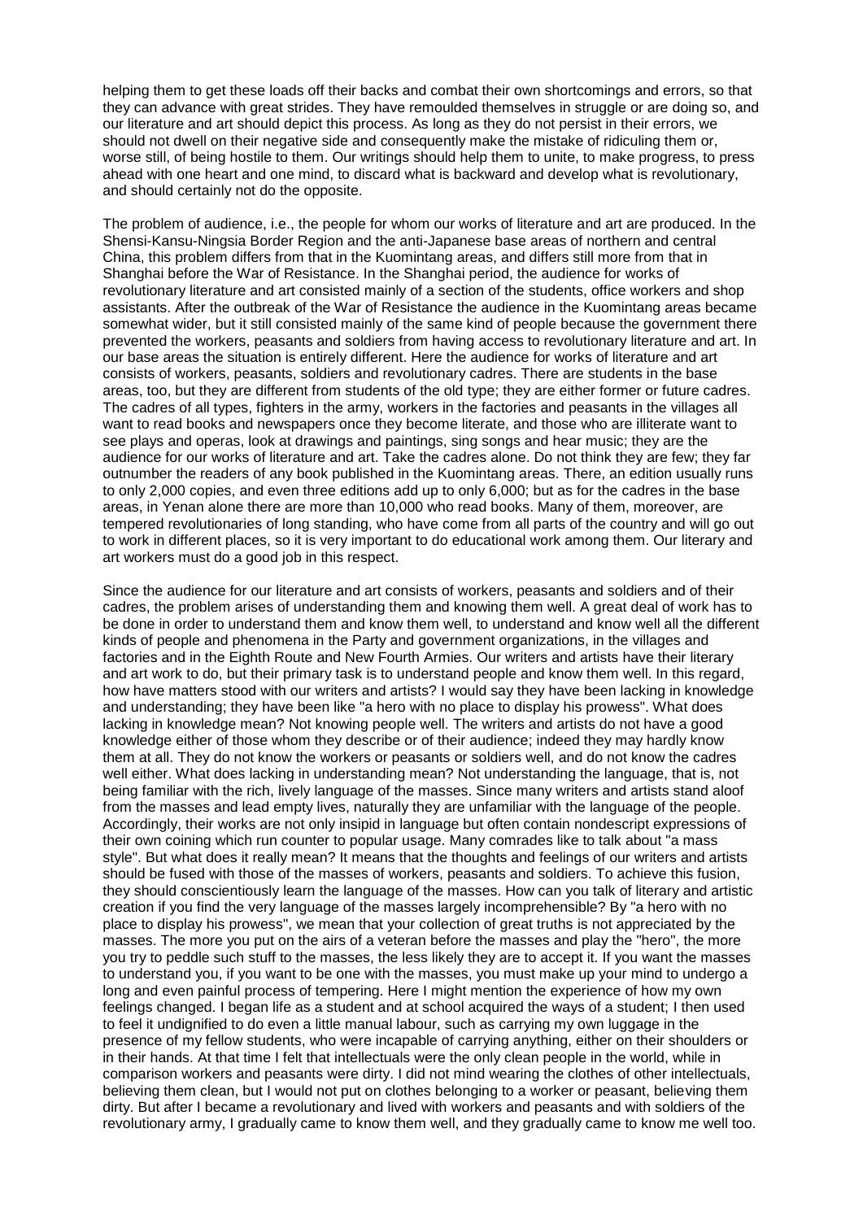helping them to get these loads off their backs and combat their own shortcomings and errors, so that they can advance with great strides. They have remoulded themselves in struggle or are doing so, and our literature and art should depict this process. As long as they do not persist in their errors, we should not dwell on their negative side and consequently make the mistake of ridiculing them or, worse still, of being hostile to them. Our writings should help them to unite, to make progress, to press ahead with one heart and one mind, to discard what is backward and develop what is revolutionary, and should certainly not do the opposite.

The problem of audience, i.e., the people for whom our works of literature and art are produced. In the Shensi-Kansu-Ningsia Border Region and the anti-Japanese base areas of northern and central China, this problem differs from that in the Kuomintang areas, and differs still more from that in Shanghai before the War of Resistance. In the Shanghai period, the audience for works of revolutionary literature and art consisted mainly of a section of the students, office workers and shop assistants. After the outbreak of the War of Resistance the audience in the Kuomintang areas became somewhat wider, but it still consisted mainly of the same kind of people because the government there prevented the workers, peasants and soldiers from having access to revolutionary literature and art. In our base areas the situation is entirely different. Here the audience for works of literature and art consists of workers, peasants, soldiers and revolutionary cadres. There are students in the base areas, too, but they are different from students of the old type; they are either former or future cadres. The cadres of all types, fighters in the army, workers in the factories and peasants in the villages all want to read books and newspapers once they become literate, and those who are illiterate want to see plays and operas, look at drawings and paintings, sing songs and hear music; they are the audience for our works of literature and art. Take the cadres alone. Do not think they are few; they far outnumber the readers of any book published in the Kuomintang areas. There, an edition usually runs to only 2,000 copies, and even three editions add up to only 6,000; but as for the cadres in the base areas, in Yenan alone there are more than 10,000 who read books. Many of them, moreover, are tempered revolutionaries of long standing, who have come from all parts of the country and will go out to work in different places, so it is very important to do educational work among them. Our literary and art workers must do a good job in this respect.

Since the audience for our literature and art consists of workers, peasants and soldiers and of their cadres, the problem arises of understanding them and knowing them well. A great deal of work has to be done in order to understand them and know them well, to understand and know well all the different kinds of people and phenomena in the Party and government organizations, in the villages and factories and in the Eighth Route and New Fourth Armies. Our writers and artists have their literary and art work to do, but their primary task is to understand people and know them well. In this regard, how have matters stood with our writers and artists? I would say they have been lacking in knowledge and understanding; they have been like "a hero with no place to display his prowess". What does lacking in knowledge mean? Not knowing people well. The writers and artists do not have a good knowledge either of those whom they describe or of their audience; indeed they may hardly know them at all. They do not know the workers or peasants or soldiers well, and do not know the cadres well either. What does lacking in understanding mean? Not understanding the language, that is, not being familiar with the rich, lively language of the masses. Since many writers and artists stand aloof from the masses and lead empty lives, naturally they are unfamiliar with the language of the people. Accordingly, their works are not only insipid in language but often contain nondescript expressions of their own coining which run counter to popular usage. Many comrades like to talk about "a mass style". But what does it really mean? It means that the thoughts and feelings of our writers and artists should be fused with those of the masses of workers, peasants and soldiers. To achieve this fusion, they should conscientiously learn the language of the masses. How can you talk of literary and artistic creation if you find the very language of the masses largely incomprehensible? By "a hero with no place to display his prowess", we mean that your collection of great truths is not appreciated by the masses. The more you put on the airs of a veteran before the masses and play the "hero", the more you try to peddle such stuff to the masses, the less likely they are to accept it. If you want the masses to understand you, if you want to be one with the masses, you must make up your mind to undergo a long and even painful process of tempering. Here I might mention the experience of how my own feelings changed. I began life as a student and at school acquired the ways of a student; I then used to feel it undignified to do even a little manual labour, such as carrying my own luggage in the presence of my fellow students, who were incapable of carrying anything, either on their shoulders or in their hands. At that time I felt that intellectuals were the only clean people in the world, while in comparison workers and peasants were dirty. I did not mind wearing the clothes of other intellectuals, believing them clean, but I would not put on clothes belonging to a worker or peasant, believing them dirty. But after I became a revolutionary and lived with workers and peasants and with soldiers of the revolutionary army, I gradually came to know them well, and they gradually came to know me well too.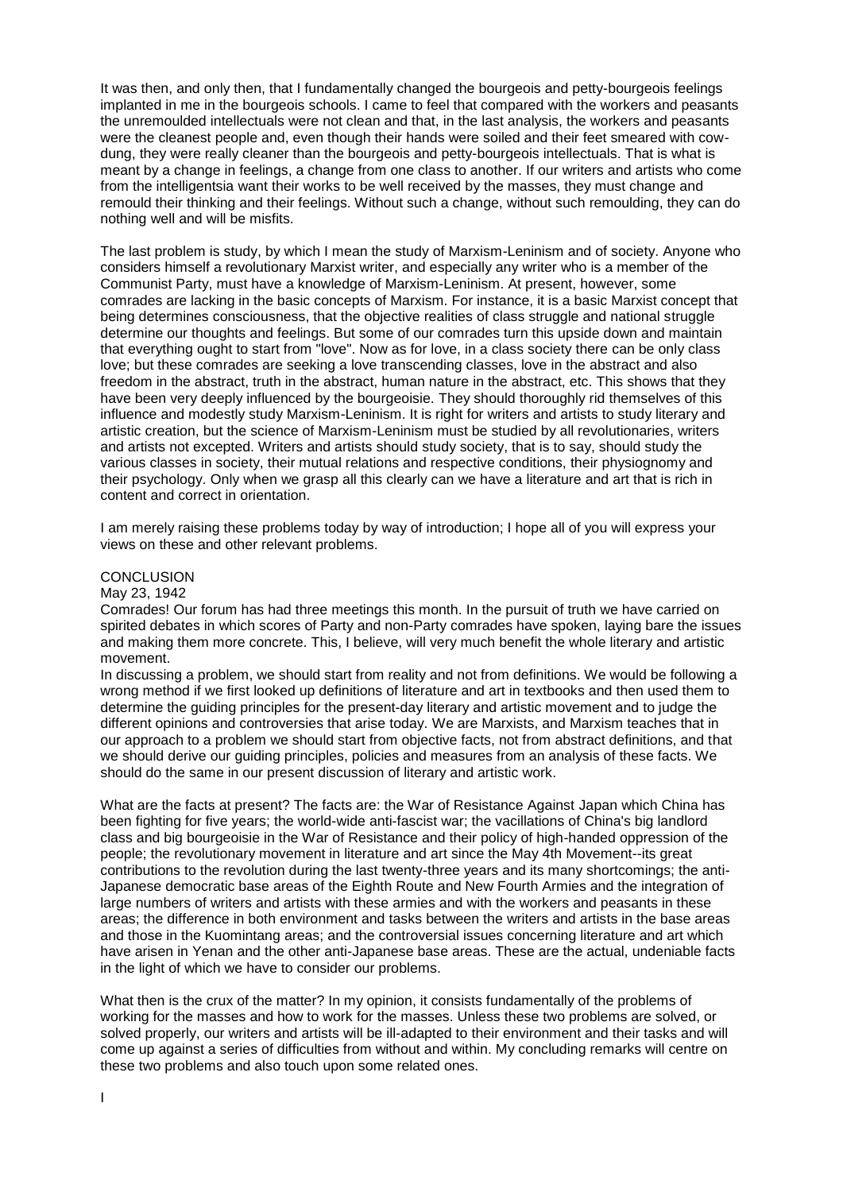It was then, and only then, that I fundamentally changed the bourgeois and petty-bourgeois feelings implanted in me in the bourgeois schools. I came to feel that compared with the workers and peasants the unremoulded intellectuals were not clean and that, in the last analysis, the workers and peasants were the cleanest people and, even though their hands were soiled and their feet smeared with cow-dung, they were really cleaner than the bourgeois and petty-bourgeois intellectuals. That is what is meant by a change in feelings, a change from one class to another. If our writers and artists who come from the intelligentsia want their works to be well received by the masses, they must change and remould their thinking and their feelings. Without such a change, without such remoulding, they can do nothing well and will be misfits.

The last problem is study, by which I mean the study of Marxism-Leninism and of society. Anyone who considers himself a revolutionary Marxist writer, and especially any writer who is a member of the Communist Party, must have a knowledge of Marxism-Leninism. At present, however, some comrades are lacking in the basic concepts of Marxism. For instance, it is a basic Marxist concept that being determines consciousness, that the objective realities of class struggle and national struggle determine our thoughts and feelings. But some of our comrades turn this upside down and maintain that everything ought to start from "love". Now as for love, in a class society there can be only class love; but these comrades are seeking a love transcending classes, love in the abstract and also freedom in the abstract, truth in the abstract, human nature in the abstract, etc. This shows that they have been very deeply influenced by the bourgeoisie. They should thoroughly rid themselves of this influence and modestly study Marxism-Leninism. It is right for writers and artists to study literary and artistic creation, but the science of Marxism-Leninism must be studied by all revolutionaries, writers and artists not excepted. Writers and artists should study society, that is to say, should study the various classes in society, their mutual relations and respective conditions, their physiognomy and their psychology. Only when we grasp all this clearly can we have a literature and art that is rich in content and correct in orientation.

I am merely raising these problems today by way of introduction; I hope all of you will express your views on these and other relevant problems.

## CONCLUSION

May 23, 1942

Comrades! Our forum has had three meetings this month. In the pursuit of truth we have carried on spirited debates in which scores of Party and non-Party comrades have spoken, laying bare the issues and making them more concrete. This, I believe, will very much benefit the whole literary and artistic movement.

In discussing a problem, we should start from reality and not from definitions. We would be following a wrong method if we first looked up definitions of literature and art in textbooks and then used them to determine the guiding principles for the present-day literary and artistic movement and to judge the different opinions and controversies that arise today. We are Marxists, and Marxism teaches that in our approach to a problem we should start from objective facts, not from abstract definitions, and that we should derive our guiding principles, policies and measures from an analysis of these facts. We should do the same in our present discussion of literary and artistic work.

What are the facts at present? The facts are: the War of Resistance Against Japan which China has been fighting for five years; the world-wide anti-fascist war; the vacillations of China's big landlord class and big bourgeoisie in the War of Resistance and their policy of high-handed oppression of the people; the revolutionary movement in literature and art since the May 4th Movement--its great contributions to the revolution during the last twenty-three years and its many shortcomings; the anti-Japanese democratic base areas of the Eighth Route and New Fourth Armies and the integration of large numbers of writers and artists with these armies and with the workers and peasants in these areas; the difference in both environment and tasks between the writers and artists in the base areas and those in the Kuomintang areas; and the controversial issues concerning literature and art which have arisen in Yenan and the other anti-Japanese base areas. These are the actual, undeniable facts in the light of which we have to consider our problems.

What then is the crux of the matter? In my opinion, it consists fundamentally of the problems of working for the masses and how to work for the masses. Unless these two problems are solved, or solved properly, our writers and artists will be ill-adapted to their environment and their tasks and will come up against a series of difficulties from without and within. My concluding remarks will centre on these two problems and also touch upon some related ones.

## I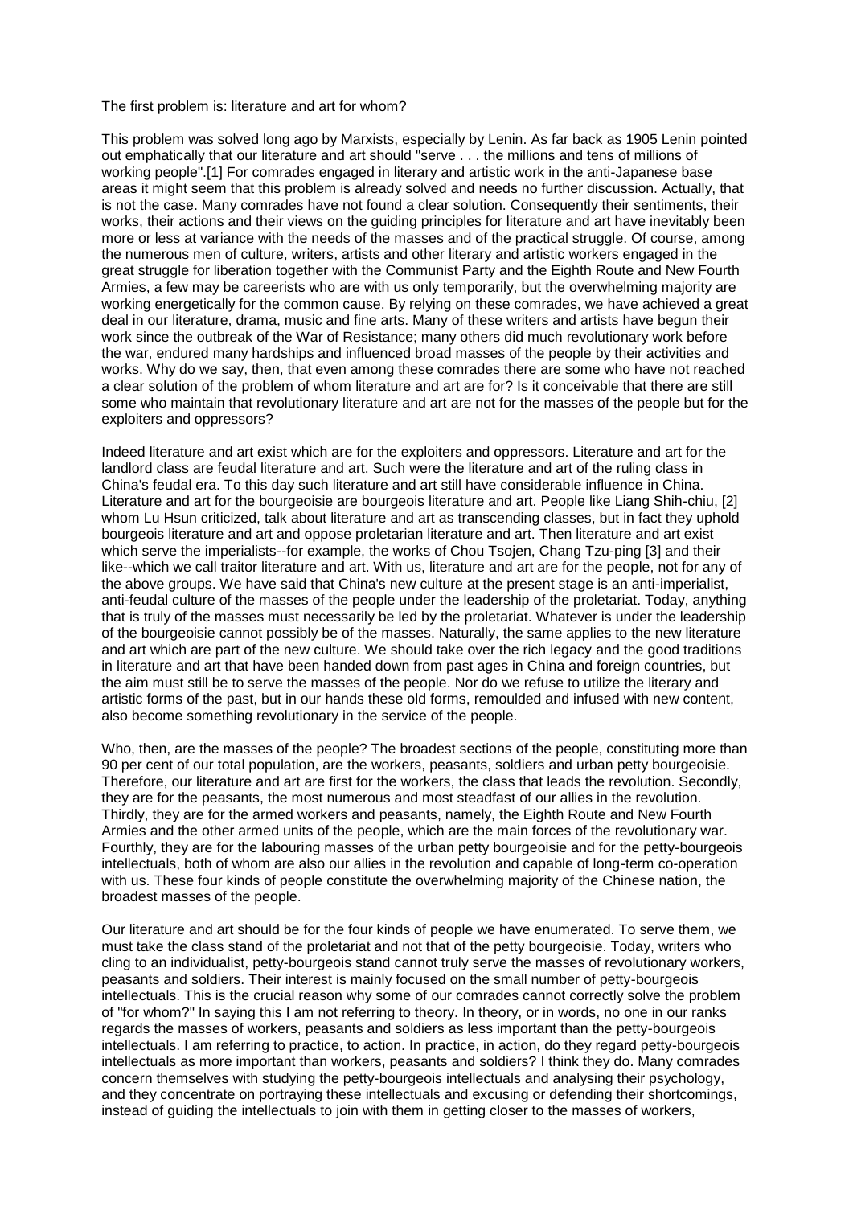The first problem is: literature and art for whom?

This problem was solved long ago by Marxists, especially by Lenin. As far back as 1905 Lenin pointed out emphatically that our literature and art should "serve . . . the millions and tens of millions of working people".[1] For comrades engaged in literary and artistic work in the anti-Japanese base areas it might seem that this problem is already solved and needs no further discussion. Actually, that is not the case. Many comrades have not found a clear solution. Consequently their sentiments, their works, their actions and their views on the guiding principles for literature and art have inevitably been more or less at variance with the needs of the masses and of the practical struggle. Of course, among the numerous men of culture, writers, artists and other literary and artistic workers engaged in the great struggle for liberation together with the Communist Party and the Eighth Route and New Fourth Armies, a few may be careerists who are with us only temporarily, but the overwhelming majority are working energetically for the common cause. By relying on these comrades, we have achieved a great deal in our literature, drama, music and fine arts. Many of these writers and artists have begun their work since the outbreak of the War of Resistance; many others did much revolutionary work before the war, endured many hardships and influenced broad masses of the people by their activities and works. Why do we say, then, that even among these comrades there are some who have not reached a clear solution of the problem of whom literature and art are for? Is it conceivable that there are still some who maintain that revolutionary literature and art are not for the masses of the people but for the exploiters and oppressors?

Indeed literature and art exist which are for the exploiters and oppressors. Literature and art for the landlord class are feudal literature and art. Such were the literature and art of the ruling class in China's feudal era. To this day such literature and art still have considerable influence in China. Literature and art for the bourgeoisie are bourgeois literature and art. People like Liang Shih-chiu, [2] whom Lu Hsun criticized, talk about literature and art as transcending classes, but in fact they uphold bourgeois literature and art and oppose proletarian literature and art. Then literature and art exist which serve the imperialists--for example, the works of Chou Tsojen, Chang Tzu-ping [3] and their like--which we call traitor literature and art. With us, literature and art are for the people, not for any of the above groups. We have said that China's new culture at the present stage is an anti-imperialist, anti-feudal culture of the masses of the people under the leadership of the proletariat. Today, anything that is truly of the masses must necessarily be led by the proletariat. Whatever is under the leadership of the bourgeoisie cannot possibly be of the masses. Naturally, the same applies to the new literature and art which are part of the new culture. We should take over the rich legacy and the good traditions in literature and art that have been handed down from past ages in China and foreign countries, but the aim must still be to serve the masses of the people. Nor do we refuse to utilize the literary and artistic forms of the past, but in our hands these old forms, remoulded and infused with new content, also become something revolutionary in the service of the people.

Who, then, are the masses of the people? The broadest sections of the people, constituting more than 90 per cent of our total population, are the workers, peasants, soldiers and urban petty bourgeoisie. Therefore, our literature and art are first for the workers, the class that leads the revolution. Secondly, they are for the peasants, the most numerous and most steadfast of our allies in the revolution. Thirdly, they are for the armed workers and peasants, namely, the Eighth Route and New Fourth Armies and the other armed units of the people, which are the main forces of the revolutionary war. Fourthly, they are for the labouring masses of the urban petty bourgeoisie and for the petty-bourgeois intellectuals, both of whom are also our allies in the revolution and capable of long-term co-operation with us. These four kinds of people constitute the overwhelming majority of the Chinese nation, the broadest masses of the people.

Our literature and art should be for the four kinds of people we have enumerated. To serve them, we must take the class stand of the proletariat and not that of the petty bourgeoisie. Today, writers who cling to an individualist, petty-bourgeois stand cannot truly serve the masses of revolutionary workers, peasants and soldiers. Their interest is mainly focused on the small number of petty-bourgeois intellectuals. This is the crucial reason why some of our comrades cannot correctly solve the problem of "for whom?" In saying this I am not referring to theory. In theory, or in words, no one in our ranks regards the masses of workers, peasants and soldiers as less important than the petty-bourgeois intellectuals. I am referring to practice, to action. In practice, in action, do they regard petty-bourgeois intellectuals as more important than workers, peasants and soldiers? I think they do. Many comrades concern themselves with studying the petty-bourgeois intellectuals and analysing their psychology, and they concentrate on portraying these intellectuals and excusing or defending their shortcomings, instead of guiding the intellectuals to join with them in getting closer to the masses of workers,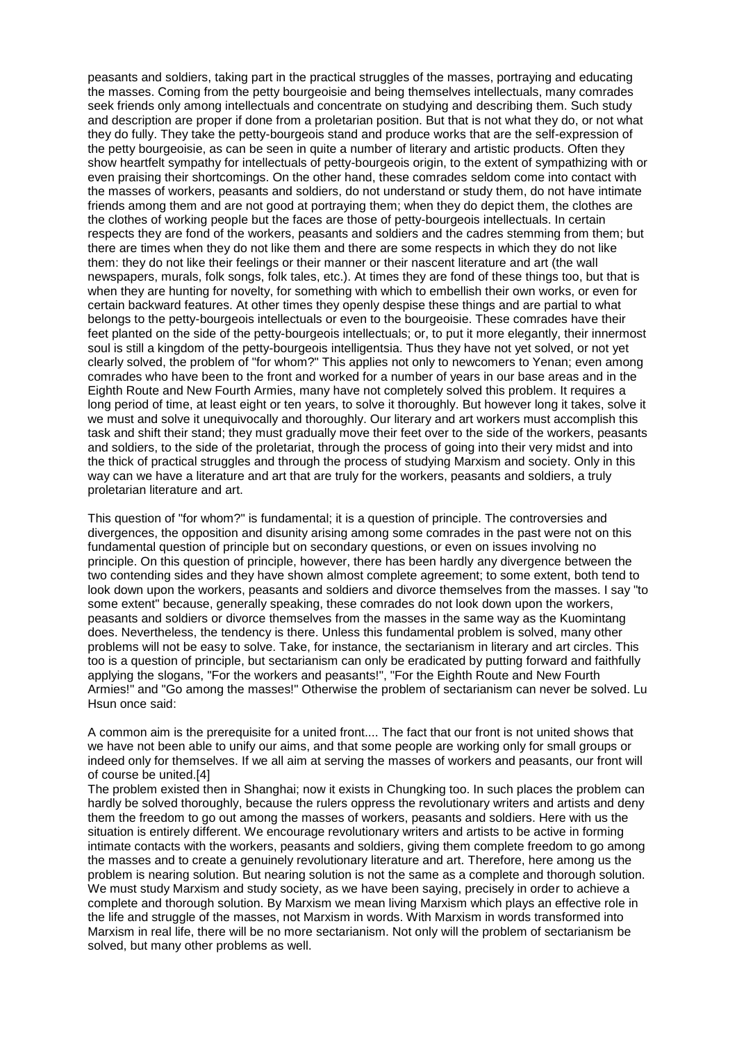peasants and soldiers, taking part in the practical struggles of the masses, portraying and educating the masses. Coming from the petty bourgeoisie and being themselves intellectuals, many comrades seek friends only among intellectuals and concentrate on studying and describing them. Such study and description are proper if done from a proletarian position. But that is not what they do, or not what they do fully. They take the petty-bourgeois stand and produce works that are the self-expression of the petty bourgeoisie, as can be seen in quite a number of literary and artistic products. Often they show heartfelt sympathy for intellectuals of petty-bourgeois origin, to the extent of sympathizing with or even praising their shortcomings. On the other hand, these comrades seldom come into contact with the masses of workers, peasants and soldiers, do not understand or study them, do not have intimate friends among them and are not good at portraying them; when they do depict them, the clothes are the clothes of working people but the faces are those of petty-bourgeois intellectuals. In certain respects they are fond of the workers, peasants and soldiers and the cadres stemming from them; but there are times when they do not like them and there are some respects in which they do not like them: they do not like their feelings or their manner or their nascent literature and art (the wall newspapers, murals, folk songs, folk tales, etc.). At times they are fond of these things too, but that is when they are hunting for novelty, for something with which to embellish their own works, or even for certain backward features. At other times they openly despise these things and are partial to what belongs to the petty-bourgeois intellectuals or even to the bourgeoisie. These comrades have their feet planted on the side of the petty-bourgeois intellectuals; or, to put it more elegantly, their innermost soul is still a kingdom of the petty-bourgeois intelligentsia. Thus they have not yet solved, or not yet clearly solved, the problem of "for whom?" This applies not only to newcomers to Yenan; even among comrades who have been to the front and worked for a number of years in our base areas and in the Eighth Route and New Fourth Armies, many have not completely solved this problem. It requires a long period of time, at least eight or ten years, to solve it thoroughly. But however long it takes, solve it we must and solve it unequivocally and thoroughly. Our literary and art workers must accomplish this task and shift their stand; they must gradually move their feet over to the side of the workers, peasants and soldiers, to the side of the proletariat, through the process of going into their very midst and into the thick of practical struggles and through the process of studying Marxism and society. Only in this way can we have a literature and art that are truly for the workers, peasants and soldiers, a truly proletarian literature and art.

This question of "for whom?" is fundamental; it is a question of principle. The controversies and divergences, the opposition and disunity arising among some comrades in the past were not on this fundamental question of principle but on secondary questions, or even on issues involving no principle. On this question of principle, however, there has been hardly any divergence between the two contending sides and they have shown almost complete agreement; to some extent, both tend to look down upon the workers, peasants and soldiers and divorce themselves from the masses. I say "to some extent" because, generally speaking, these comrades do not look down upon the workers, peasants and soldiers or divorce themselves from the masses in the same way as the Kuomintang does. Nevertheless, the tendency is there. Unless this fundamental problem is solved, many other problems will not be easy to solve. Take, for instance, the sectarianism in literary and art circles. This too is a question of principle, but sectarianism can only be eradicated by putting forward and faithfully applying the slogans, "For the workers and peasants!", "For the Eighth Route and New Fourth Armies!" and "Go among the masses!" Otherwise the problem of sectarianism can never be solved. Lu Hsun once said:

A common aim is the prerequisite for a united front.... The fact that our front is not united shows that we have not been able to unify our aims, and that some people are working only for small groups or indeed only for themselves. If we all aim at serving the masses of workers and peasants, our front will of course be united.[4]

The problem existed then in Shanghai; now it exists in Chungking too. In such places the problem can hardly be solved thoroughly, because the rulers oppress the revolutionary writers and artists and deny them the freedom to go out among the masses of workers, peasants and soldiers. Here with us the situation is entirely different. We encourage revolutionary writers and artists to be active in forming intimate contacts with the workers, peasants and soldiers, giving them complete freedom to go among the masses and to create a genuinely revolutionary literature and art. Therefore, here among us the problem is nearing solution. But nearing solution is not the same as a complete and thorough solution. We must study Marxism and study society, as we have been saying, precisely in order to achieve a complete and thorough solution. By Marxism we mean living Marxism which plays an effective role in the life and struggle of the masses, not Marxism in words. With Marxism in words transformed into Marxism in real life, there will be no more sectarianism. Not only will the problem of sectarianism be solved, but many other problems as well.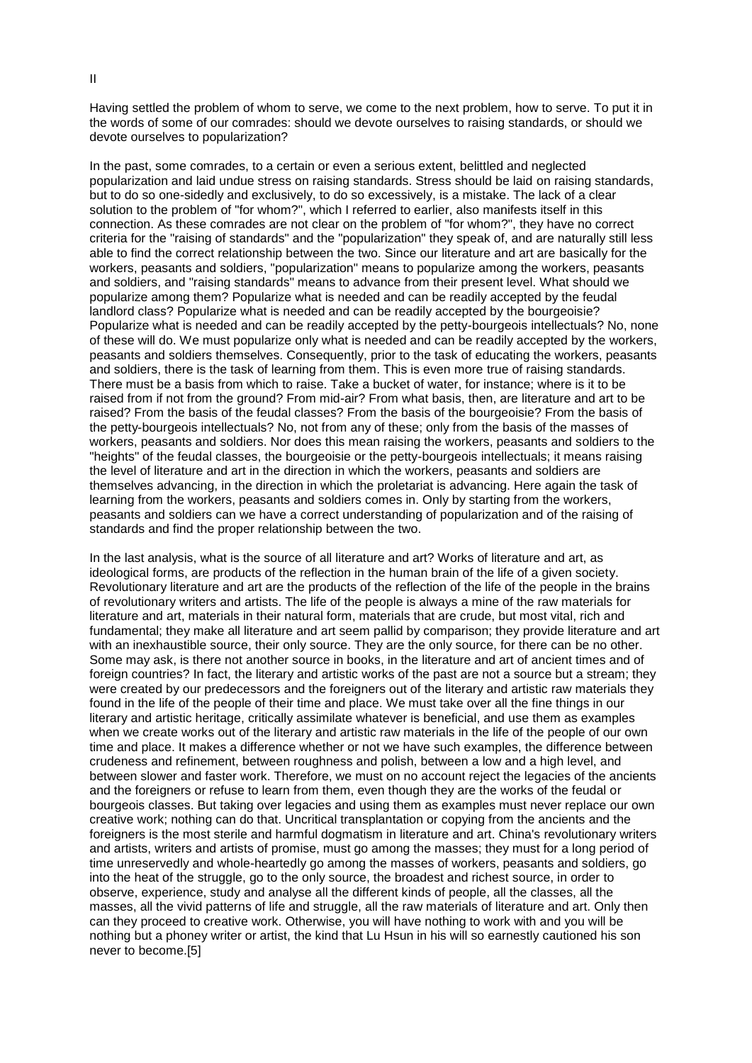## II

Having settled the problem of whom to serve, we come to the next problem, how to serve. To put it in the words of some of our comrades: should we devote ourselves to raising standards, or should we devote ourselves to popularization?

In the past, some comrades, to a certain or even a serious extent, belittled and neglected popularization and laid undue stress on raising standards. Stress should be laid on raising standards, but to do so one-sidedly and exclusively, to do so excessively, is a mistake. The lack of a clear solution to the problem of "for whom?", which I referred to earlier, also manifests itself in this connection. As these comrades are not clear on the problem of "for whom?", they have no correct criteria for the "raising of standards" and the "popularization" they speak of, and are naturally still less able to find the correct relationship between the two. Since our literature and art are basically for the workers, peasants and soldiers, "popularization" means to popularize among the workers, peasants and soldiers, and "raising standards" means to advance from their present level. What should we popularize among them? Popularize what is needed and can be readily accepted by the feudal landlord class? Popularize what is needed and can be readily accepted by the bourgeoisie? Popularize what is needed and can be readily accepted by the petty-bourgeois intellectuals? No, none of these will do. We must popularize only what is needed and can be readily accepted by the workers, peasants and soldiers themselves. Consequently, prior to the task of educating the workers, peasants and soldiers, there is the task of learning from them. This is even more true of raising standards. There must be a basis from which to raise. Take a bucket of water, for instance; where is it to be raised from if not from the ground? From mid-air? From what basis, then, are literature and art to be raised? From the basis of the feudal classes? From the basis of the bourgeoisie? From the basis of the petty-bourgeois intellectuals? No, not from any of these; only from the basis of the masses of workers, peasants and soldiers. Nor does this mean raising the workers, peasants and soldiers to the "heights" of the feudal classes, the bourgeoisie or the petty-bourgeois intellectuals; it means raising the level of literature and art in the direction in which the workers, peasants and soldiers are themselves advancing, in the direction in which the proletariat is advancing. Here again the task of learning from the workers, peasants and soldiers comes in. Only by starting from the workers, peasants and soldiers can we have a correct understanding of popularization and of the raising of standards and find the proper relationship between the two.

In the last analysis, what is the source of all literature and art? Works of literature and art, as ideological forms, are products of the reflection in the human brain of the life of a given society. Revolutionary literature and art are the products of the reflection of the life of the people in the brains of revolutionary writers and artists. The life of the people is always a mine of the raw materials for literature and art, materials in their natural form, materials that are crude, but most vital, rich and fundamental; they make all literature and art seem pallid by comparison; they provide literature and art with an inexhaustible source, their only source. They are the only source, for there can be no other. Some may ask, is there not another source in books, in the literature and art of ancient times and of foreign countries? In fact, the literary and artistic works of the past are not a source but a stream; they were created by our predecessors and the foreigners out of the literary and artistic raw materials they found in the life of the people of their time and place. We must take over all the fine things in our literary and artistic heritage, critically assimilate whatever is beneficial, and use them as examples when we create works out of the literary and artistic raw materials in the life of the people of our own time and place. It makes a difference whether or not we have such examples, the difference between crudeness and refinement, between roughness and polish, between a low and a high level, and between slower and faster work. Therefore, we must on no account reject the legacies of the ancients and the foreigners or refuse to learn from them, even though they are the works of the feudal or bourgeois classes. But taking over legacies and using them as examples must never replace our own creative work; nothing can do that. Uncritical transplantation or copying from the ancients and the foreigners is the most sterile and harmful dogmatism in literature and art. China's revolutionary writers and artists, writers and artists of promise, must go among the masses; they must for a long period of time unreservedly and whole-heartedly go among the masses of workers, peasants and soldiers, go into the heat of the struggle, go to the only source, the broadest and richest source, in order to observe, experience, study and analyse all the different kinds of people, all the classes, all the masses, all the vivid patterns of life and struggle, all the raw materials of literature and art. Only then can they proceed to creative work. Otherwise, you will have nothing to work with and you will be nothing but a phoney writer or artist, the kind that Lu Hsun in his will so earnestly cautioned his son never to become.[5]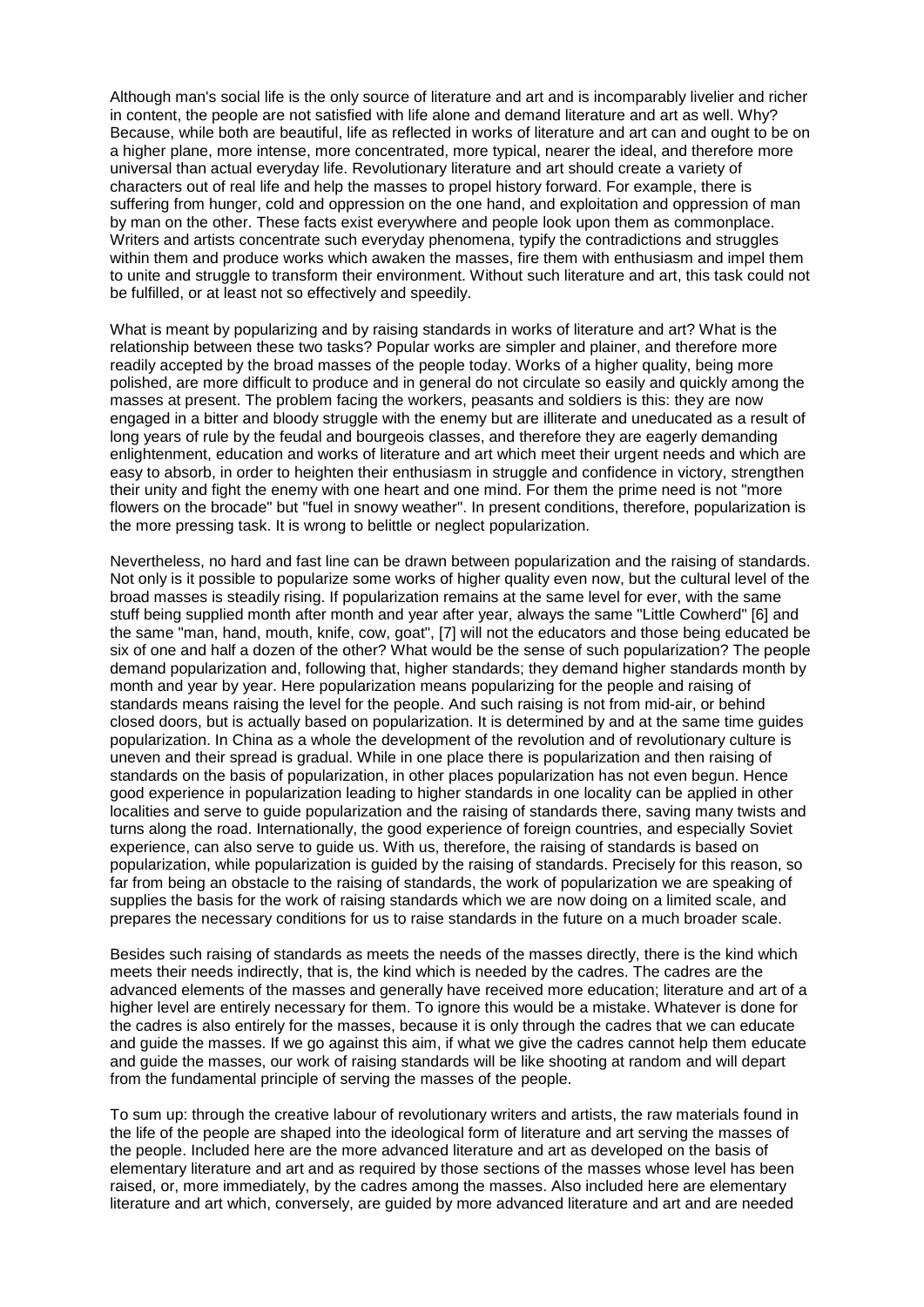Although man's social life is the only source of literature and art and is incomparably livelier and richer in content, the people are not satisfied with life alone and demand literature and art as well. Why? Because, while both are beautiful, life as reflected in works of literature and art can and ought to be on a higher plane, more intense, more concentrated, more typical, nearer the ideal, and therefore more universal than actual everyday life. Revolutionary literature and art should create a variety of characters out of real life and help the masses to propel history forward. For example, there is suffering from hunger, cold and oppression on the one hand, and exploitation and oppression of man by man on the other. These facts exist everywhere and people look upon them as commonplace. Writers and artists concentrate such everyday phenomena, typify the contradictions and struggles within them and produce works which awaken the masses, fire them with enthusiasm and impel them to unite and struggle to transform their environment. Without such literature and art, this task could not be fulfilled, or at least not so effectively and speedily.

What is meant by popularizing and by raising standards in works of literature and art? What is the relationship between these two tasks? Popular works are simpler and plainer, and therefore more readily accepted by the broad masses of the people today. Works of a higher quality, being more polished, are more difficult to produce and in general do not circulate so easily and quickly among the masses at present. The problem facing the workers, peasants and soldiers is this: they are now engaged in a bitter and bloody struggle with the enemy but are illiterate and uneducated as a result of long years of rule by the feudal and bourgeois classes, and therefore they are eagerly demanding enlightenment, education and works of literature and art which meet their urgent needs and which are easy to absorb, in order to heighten their enthusiasm in struggle and confidence in victory, strengthen their unity and fight the enemy with one heart and one mind. For them the prime need is not "more flowers on the brocade" but "fuel in snowy weather". In present conditions, therefore, popularization is the more pressing task. It is wrong to belittle or neglect popularization.

Nevertheless, no hard and fast line can be drawn between popularization and the raising of standards. Not only is it possible to popularize some works of higher quality even now, but the cultural level of the broad masses is steadily rising. If popularization remains at the same level for ever, with the same stuff being supplied month after month and year after year, always the same "Little Cowherd" [6] and the same "man, hand, mouth, knife, cow, goat", [7] will not the educators and those being educated be six of one and half a dozen of the other? What would be the sense of such popularization? The people demand popularization and, following that, higher standards; they demand higher standards month by month and year by year. Here popularization means popularizing for the people and raising of standards means raising the level for the people. And such raising is not from mid-air, or behind closed doors, but is actually based on popularization. It is determined by and at the same time guides popularization. In China as a whole the development of the revolution and of revolutionary culture is uneven and their spread is gradual. While in one place there is popularization and then raising of standards on the basis of popularization, in other places popularization has not even begun. Hence good experience in popularization leading to higher standards in one locality can be applied in other localities and serve to guide popularization and the raising of standards there, saving many twists and turns along the road. Internationally, the good experience of foreign countries, and especially Soviet experience, can also serve to guide us. With us, therefore, the raising of standards is based on popularization, while popularization is guided by the raising of standards. Precisely for this reason, so far from being an obstacle to the raising of standards, the work of popularization we are speaking of supplies the basis for the work of raising standards which we are now doing on a limited scale, and prepares the necessary conditions for us to raise standards in the future on a much broader scale.

Besides such raising of standards as meets the needs of the masses directly, there is the kind which meets their needs indirectly, that is, the kind which is needed by the cadres. The cadres are the advanced elements of the masses and generally have received more education; literature and art of a higher level are entirely necessary for them. To ignore this would be a mistake. Whatever is done for the cadres is also entirely for the masses, because it is only through the cadres that we can educate and guide the masses. If we go against this aim, if what we give the cadres cannot help them educate and guide the masses, our work of raising standards will be like shooting at random and will depart from the fundamental principle of serving the masses of the people.

To sum up: through the creative labour of revolutionary writers and artists, the raw materials found in the life of the people are shaped into the ideological form of literature and art serving the masses of the people. Included here are the more advanced literature and art as developed on the basis of elementary literature and art and as required by those sections of the masses whose level has been raised, or, more immediately, by the cadres among the masses. Also included here are elementary literature and art which, conversely, are guided by more advanced literature and art and are needed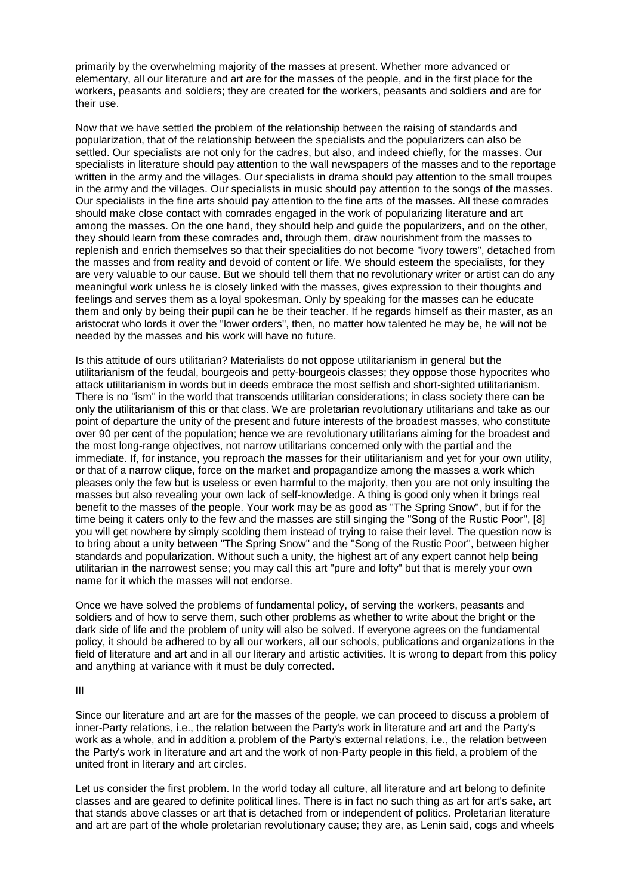primarily by the overwhelming majority of the masses at present. Whether more advanced or elementary, all our literature and art are for the masses of the people, and in the first place for the workers, peasants and soldiers; they are created for the workers, peasants and soldiers and are for their use.

Now that we have settled the problem of the relationship between the raising of standards and popularization, that of the relationship between the specialists and the popularizers can also be settled. Our specialists are not only for the cadres, but also, and indeed chiefly, for the masses. Our specialists in literature should pay attention to the wall newspapers of the masses and to the reportage written in the army and the villages. Our specialists in drama should pay attention to the small troupes in the army and the villages. Our specialists in music should pay attention to the songs of the masses. Our specialists in the fine arts should pay attention to the fine arts of the masses. All these comrades should make close contact with comrades engaged in the work of popularizing literature and art among the masses. On the one hand, they should help and guide the popularizers, and on the other, they should learn from these comrades and, through them, draw nourishment from the masses to replenish and enrich themselves so that their specialities do not become "ivory towers", detached from the masses and from reality and devoid of content or life. We should esteem the specialists, for they are very valuable to our cause. But we should tell them that no revolutionary writer or artist can do any meaningful work unless he is closely linked with the masses, gives expression to their thoughts and feelings and serves them as a loyal spokesman. Only by speaking for the masses can he educate them and only by being their pupil can he be their teacher. If he regards himself as their master, as an aristocrat who lords it over the "lower orders", then, no matter how talented he may be, he will not be needed by the masses and his work will have no future.

Is this attitude of ours utilitarian? Materialists do not oppose utilitarianism in general but the utilitarianism of the feudal, bourgeois and petty-bourgeois classes; they oppose those hypocrites who attack utilitarianism in words but in deeds embrace the most selfish and short-sighted utilitarianism. There is no "ism" in the world that transcends utilitarian considerations; in class society there can be only the utilitarianism of this or that class. We are proletarian revolutionary utilitarians and take as our point of departure the unity of the present and future interests of the broadest masses, who constitute over 90 per cent of the population; hence we are revolutionary utilitarians aiming for the broadest and the most long-range objectives, not narrow utilitarians concerned only with the partial and the immediate. If, for instance, you reproach the masses for their utilitarianism and yet for your own utility, or that of a narrow clique, force on the market and propagandize among the masses a work which pleases only the few but is useless or even harmful to the majority, then you are not only insulting the masses but also revealing your own lack of self-knowledge. A thing is good only when it brings real benefit to the masses of the people. Your work may be as good as "The Spring Snow", but if for the time being it caters only to the few and the masses are still singing the "Song of the Rustic Poor", [8] you will get nowhere by simply scolding them instead of trying to raise their level. The question now is to bring about a unity between "The Spring Snow" and the "Song of the Rustic Poor", between higher standards and popularization. Without such a unity, the highest art of any expert cannot help being utilitarian in the narrowest sense; you may call this art "pure and lofty" but that is merely your own name for it which the masses will not endorse.

Once we have solved the problems of fundamental policy, of serving the workers, peasants and soldiers and of how to serve them, such other problems as whether to write about the bright or the dark side of life and the problem of unity will also be solved. If everyone agrees on the fundamental policy, it should be adhered to by all our workers, all our schools, publications and organizations in the field of literature and art and in all our literary and artistic activities. It is wrong to depart from this policy and anything at variance with it must be duly corrected.

## III

Since our literature and art are for the masses of the people, we can proceed to discuss a problem of inner-Party relations, i.e., the relation between the Party's work in literature and art and the Party's work as a whole, and in addition a problem of the Party's external relations, i.e., the relation between the Party's work in literature and art and the work of non-Party people in this field, a problem of the united front in literary and art circles.

Let us consider the first problem. In the world today all culture, all literature and art belong to definite classes and are geared to definite political lines. There is in fact no such thing as art for art's sake, art that stands above classes or art that is detached from or independent of politics. Proletarian literature and art are part of the whole proletarian revolutionary cause; they are, as Lenin said, cogs and wheels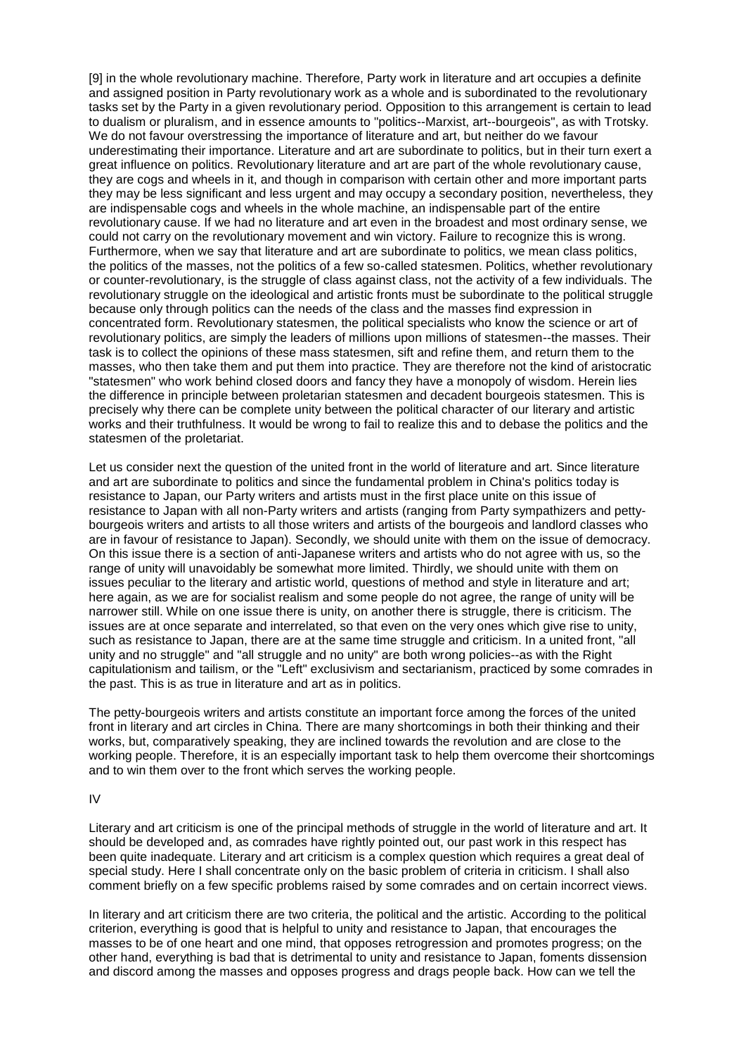[9] in the whole revolutionary machine. Therefore, Party work in literature and art occupies a definite and assigned position in Party revolutionary work as a whole and is subordinated to the revolutionary tasks set by the Party in a given revolutionary period. Opposition to this arrangement is certain to lead to dualism or pluralism, and in essence amounts to "politics--Marxist, art--bourgeois", as with Trotsky. We do not favour overstressing the importance of literature and art, but neither do we favour underestimating their importance. Literature and art are subordinate to politics, but in their turn exert a great influence on politics. Revolutionary literature and art are part of the whole revolutionary cause, they are cogs and wheels in it, and though in comparison with certain other and more important parts they may be less significant and less urgent and may occupy a secondary position, nevertheless, they are indispensable cogs and wheels in the whole machine, an indispensable part of the entire revolutionary cause. If we had no literature and art even in the broadest and most ordinary sense, we could not carry on the revolutionary movement and win victory. Failure to recognize this is wrong. Furthermore, when we say that literature and art are subordinate to politics, we mean class politics, the politics of the masses, not the politics of a few so-called statesmen. Politics, whether revolutionary or counter-revolutionary, is the struggle of class against class, not the activity of a few individuals. The revolutionary struggle on the ideological and artistic fronts must be subordinate to the political struggle because only through politics can the needs of the class and the masses find expression in concentrated form. Revolutionary statesmen, the political specialists who know the science or art of revolutionary politics, are simply the leaders of millions upon millions of statesmen--the masses. Their task is to collect the opinions of these mass statesmen, sift and refine them, and return them to the masses, who then take them and put them into practice. They are therefore not the kind of aristocratic "statesmen" who work behind closed doors and fancy they have a monopoly of wisdom. Herein lies the difference in principle between proletarian statesmen and decadent bourgeois statesmen. This is precisely why there can be complete unity between the political character of our literary and artistic works and their truthfulness. It would be wrong to fail to realize this and to debase the politics and the statesmen of the proletariat.

Let us consider next the question of the united front in the world of literature and art. Since literature and art are subordinate to politics and since the fundamental problem in China's politics today is resistance to Japan, our Party writers and artists must in the first place unite on this issue of resistance to Japan with all non-Party writers and artists (ranging from Party sympathizers and petty-bourgeois writers and artists to all those writers and artists of the bourgeois and landlord classes who are in favour of resistance to Japan). Secondly, we should unite with them on the issue of democracy. On this issue there is a section of anti-Japanese writers and artists who do not agree with us, so the range of unity will unavoidably be somewhat more limited. Thirdly, we should unite with them on issues peculiar to the literary and artistic world, questions of method and style in literature and art; here again, as we are for socialist realism and some people do not agree, the range of unity will be narrower still. While on one issue there is unity, on another there is struggle, there is criticism. The issues are at once separate and interrelated, so that even on the very ones which give rise to unity, such as resistance to Japan, there are at the same time struggle and criticism. In a united front, "all unity and no struggle" and "all struggle and no unity" are both wrong policies--as with the Right capitulationism and tailism, or the "Left" exclusivism and sectarianism, practiced by some comrades in the past. This is as true in literature and art as in politics.

The petty-bourgeois writers and artists constitute an important force among the forces of the united front in literary and art circles in China. There are many shortcomings in both their thinking and their works, but, comparatively speaking, they are inclined towards the revolution and are close to the working people. Therefore, it is an especially important task to help them overcome their shortcomings and to win them over to the front which serves the working people.

## IV

Literary and art criticism is one of the principal methods of struggle in the world of literature and art. It should be developed and, as comrades have rightly pointed out, our past work in this respect has been quite inadequate. Literary and art criticism is a complex question which requires a great deal of special study. Here I shall concentrate only on the basic problem of criteria in criticism. I shall also comment briefly on a few specific problems raised by some comrades and on certain incorrect views.

In literary and art criticism there are two criteria, the political and the artistic. According to the political criterion, everything is good that is helpful to unity and resistance to Japan, that encourages the masses to be of one heart and one mind, that opposes retrogression and promotes progress; on the other hand, everything is bad that is detrimental to unity and resistance to Japan, foments dissension and discord among the masses and opposes progress and drags people back. How can we tell the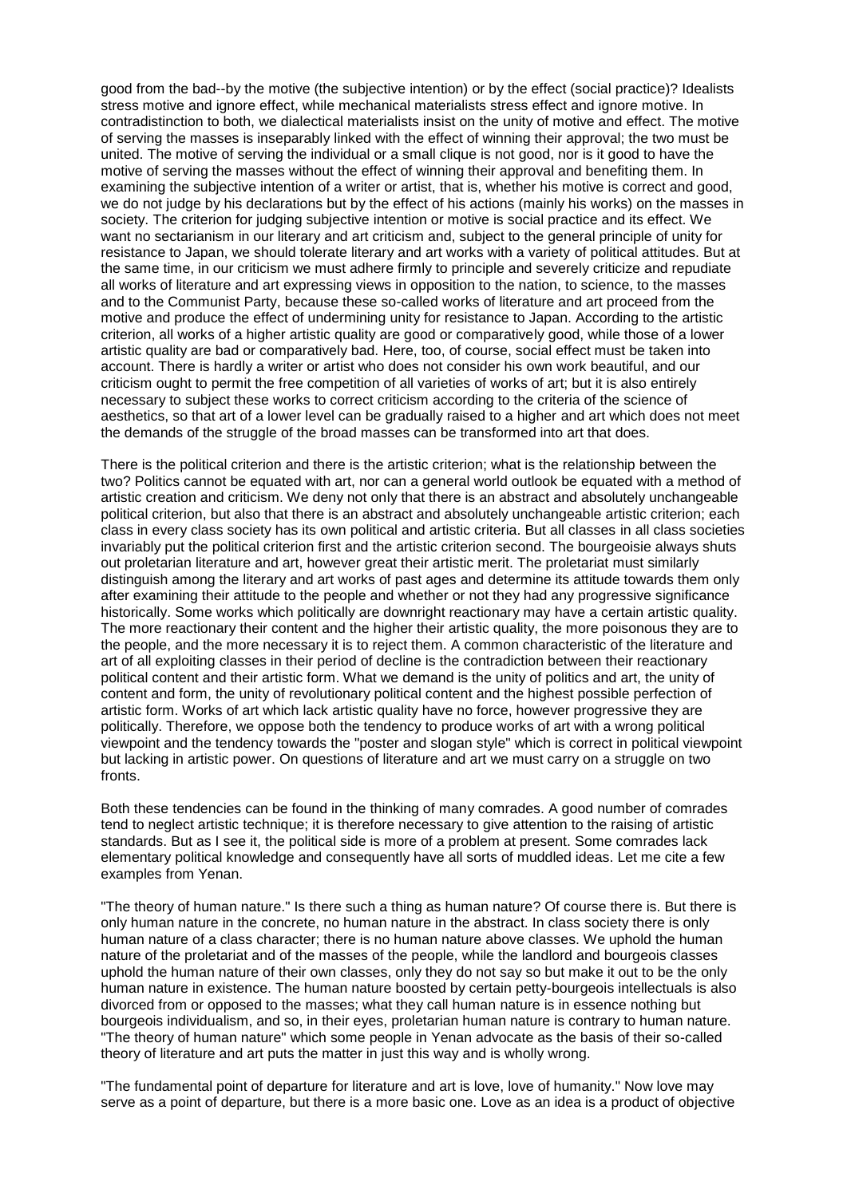good from the bad--by the motive (the subjective intention) or by the effect (social practice)? Idealists stress motive and ignore effect, while mechanical materialists stress effect and ignore motive. In contradistinction to both, we dialectical materialists insist on the unity of motive and effect. The motive of serving the masses is inseparably linked with the effect of winning their approval; the two must be united. The motive of serving the individual or a small clique is not good, nor is it good to have the motive of serving the masses without the effect of winning their approval and benefiting them. In examining the subjective intention of a writer or artist, that is, whether his motive is correct and good, we do not judge by his declarations but by the effect of his actions (mainly his works) on the masses in society. The criterion for judging subjective intention or motive is social practice and its effect. We want no sectarianism in our literary and art criticism and, subject to the general principle of unity for resistance to Japan, we should tolerate literary and art works with a variety of political attitudes. But at the same time, in our criticism we must adhere firmly to principle and severely criticize and repudiate all works of literature and art expressing views in opposition to the nation, to science, to the masses and to the Communist Party, because these so-called works of literature and art proceed from the motive and produce the effect of undermining unity for resistance to Japan. According to the artistic criterion, all works of a higher artistic quality are good or comparatively good, while those of a lower artistic quality are bad or comparatively bad. Here, too, of course, social effect must be taken into account. There is hardly a writer or artist who does not consider his own work beautiful, and our criticism ought to permit the free competition of all varieties of works of art; but it is also entirely necessary to subject these works to correct criticism according to the criteria of the science of aesthetics, so that art of a lower level can be gradually raised to a higher and art which does not meet the demands of the struggle of the broad masses can be transformed into art that does.

There is the political criterion and there is the artistic criterion; what is the relationship between the two? Politics cannot be equated with art, nor can a general world outlook be equated with a method of artistic creation and criticism. We deny not only that there is an abstract and absolutely unchangeable political criterion, but also that there is an abstract and absolutely unchangeable artistic criterion; each class in every class society has its own political and artistic criteria. But all classes in all class societies invariably put the political criterion first and the artistic criterion second. The bourgeoisie always shuts out proletarian literature and art, however great their artistic merit. The proletariat must similarly distinguish among the literary and art works of past ages and determine its attitude towards them only after examining their attitude to the people and whether or not they had any progressive significance historically. Some works which politically are downright reactionary may have a certain artistic quality. The more reactionary their content and the higher their artistic quality, the more poisonous they are to the people, and the more necessary it is to reject them. A common characteristic of the literature and art of all exploiting classes in their period of decline is the contradiction between their reactionary political content and their artistic form. What we demand is the unity of politics and art, the unity of content and form, the unity of revolutionary political content and the highest possible perfection of artistic form. Works of art which lack artistic quality have no force, however progressive they are politically. Therefore, we oppose both the tendency to produce works of art with a wrong political viewpoint and the tendency towards the "poster and slogan style" which is correct in political viewpoint but lacking in artistic power. On questions of literature and art we must carry on a struggle on two fronts.

Both these tendencies can be found in the thinking of many comrades. A good number of comrades tend to neglect artistic technique; it is therefore necessary to give attention to the raising of artistic standards. But as I see it, the political side is more of a problem at present. Some comrades lack elementary political knowledge and consequently have all sorts of muddled ideas. Let me cite a few examples from Yenan.

"The theory of human nature." Is there such a thing as human nature? Of course there is. But there is only human nature in the concrete, no human nature in the abstract. In class society there is only human nature of a class character; there is no human nature above classes. We uphold the human nature of the proletariat and of the masses of the people, while the landlord and bourgeois classes uphold the human nature of their own classes, only they do not say so but make it out to be the only human nature in existence. The human nature boosted by certain petty-bourgeois intellectuals is also divorced from or opposed to the masses; what they call human nature is in essence nothing but bourgeois individualism, and so, in their eyes, proletarian human nature is contrary to human nature. "The theory of human nature" which some people in Yenan advocate as the basis of their so-called theory of literature and art puts the matter in just this way and is wholly wrong.

"The fundamental point of departure for literature and art is love, love of humanity." Now love may serve as a point of departure, but there is a more basic one. Love as an idea is a product of objective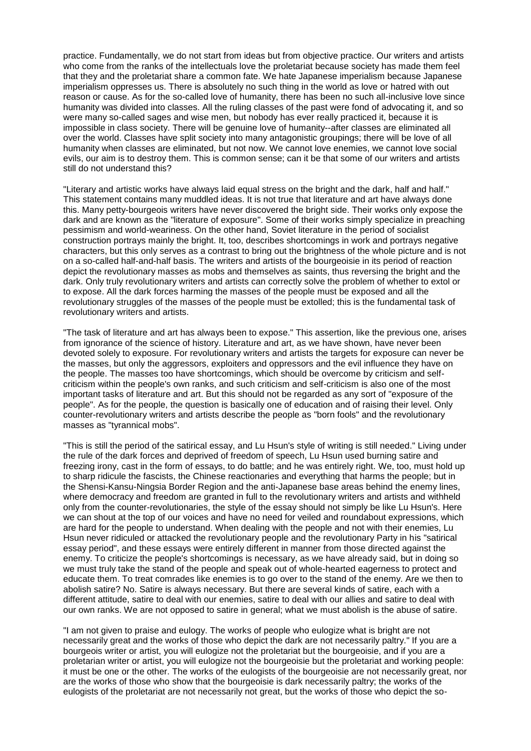practice. Fundamentally, we do not start from ideas but from objective practice. Our writers and artists who come from the ranks of the intellectuals love the proletariat because society has made them feel that they and the proletariat share a common fate. We hate Japanese imperialism because Japanese imperialism oppresses us. There is absolutely no such thing in the world as love or hatred with out reason or cause. As for the so-called love of humanity, there has been no such all-inclusive love since humanity was divided into classes. All the ruling classes of the past were fond of advocating it, and so were many so-called sages and wise men, but nobody has ever really practiced it, because it is impossible in class society. There will be genuine love of humanity--after classes are eliminated all over the world. Classes have split society into many antagonistic groupings; there will be love of all humanity when classes are eliminated, but not now. We cannot love enemies, we cannot love social evils, our aim is to destroy them. This is common sense; can it be that some of our writers and artists still do not understand this?

"Literary and artistic works have always laid equal stress on the bright and the dark, half and half." This statement contains many muddled ideas. It is not true that literature and art have always done this. Many petty-bourgeois writers have never discovered the bright side. Their works only expose the dark and are known as the "literature of exposure". Some of their works simply specialize in preaching pessimism and world-weariness. On the other hand, Soviet literature in the period of socialist construction portrays mainly the bright. It, too, describes shortcomings in work and portrays negative characters, but this only serves as a contrast to bring out the brightness of the whole picture and is not on a so-called half-and-half basis. The writers and artists of the bourgeoisie in its period of reaction depict the revolutionary masses as mobs and themselves as saints, thus reversing the bright and the dark. Only truly revolutionary writers and artists can correctly solve the problem of whether to extol or to expose. All the dark forces harming the masses of the people must be exposed and all the revolutionary struggles of the masses of the people must be extolled; this is the fundamental task of revolutionary writers and artists.

"The task of literature and art has always been to expose." This assertion, like the previous one, arises from ignorance of the science of history. Literature and art, as we have shown, have never been devoted solely to exposure. For revolutionary writers and artists the targets for exposure can never be the masses, but only the aggressors, exploiters and oppressors and the evil influence they have on the people. The masses too have shortcomings, which should be overcome by criticism and self-criticism within the people's own ranks, and such criticism and self-criticism is also one of the most important tasks of literature and art. But this should not be regarded as any sort of "exposure of the people". As for the people, the question is basically one of education and of raising their level. Only counter-revolutionary writers and artists describe the people as "born fools" and the revolutionary masses as "tyrannical mobs".

"This is still the period of the satirical essay, and Lu Hsun's style of writing is still needed." Living under the rule of the dark forces and deprived of freedom of speech, Lu Hsun used burning satire and freezing irony, cast in the form of essays, to do battle; and he was entirely right. We, too, must hold up to sharp ridicule the fascists, the Chinese reactionaries and everything that harms the people; but in the Shensi-Kansu-Ningsia Border Region and the anti-Japanese base areas behind the enemy lines, where democracy and freedom are granted in full to the revolutionary writers and artists and withheld only from the counter-revolutionaries, the style of the essay should not simply be like Lu Hsun's. Here we can shout at the top of our voices and have no need for veiled and roundabout expressions, which are hard for the people to understand. When dealing with the people and not with their enemies, Lu Hsun never ridiculed or attacked the revolutionary people and the revolutionary Party in his "satirical essay period", and these essays were entirely different in manner from those directed against the enemy. To criticize the people's shortcomings is necessary, as we have already said, but in doing so we must truly take the stand of the people and speak out of whole-hearted eagerness to protect and educate them. To treat comrades like enemies is to go over to the stand of the enemy. Are we then to abolish satire? No. Satire is always necessary. But there are several kinds of satire, each with a different attitude, satire to deal with our enemies, satire to deal with our allies and satire to deal with our own ranks. We are not opposed to satire in general; what we must abolish is the abuse of satire.

"I am not given to praise and eulogy. The works of people who eulogize what is bright are not necessarily great and the works of those who depict the dark are not necessarily paltry." If you are a bourgeois writer or artist, you will eulogize not the proletariat but the bourgeoisie, and if you are a proletarian writer or artist, you will eulogize not the bourgeoisie but the proletariat and working people: it must be one or the other. The works of the eulogists of the bourgeoisie are not necessarily great, nor are the works of those who show that the bourgeoisie is dark necessarily paltry; the works of the eulogists of the proletariat are not necessarily not great, but the works of those who depict the so-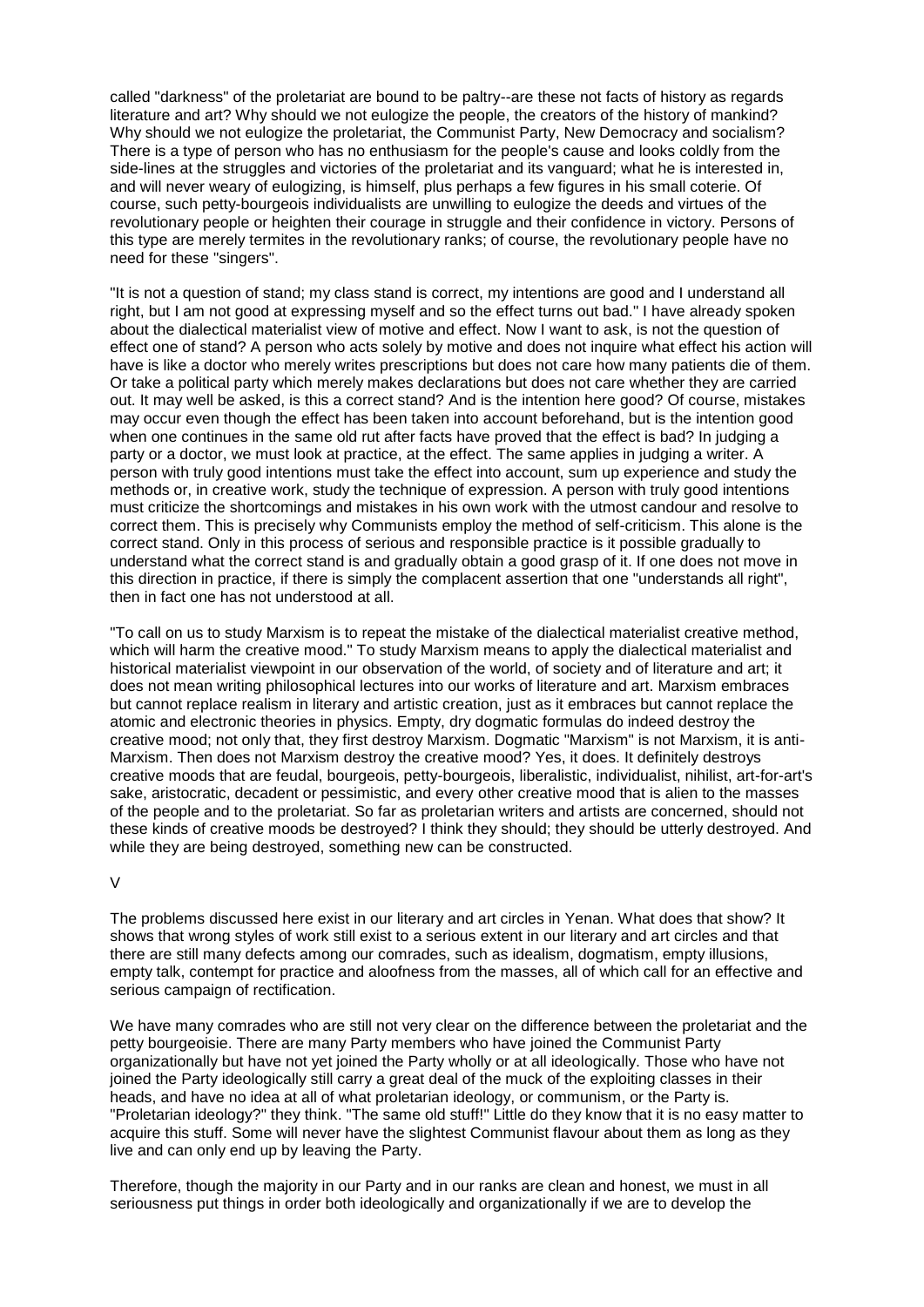called "darkness" of the proletariat are bound to be paltry--are these not facts of history as regards literature and art? Why should we not eulogize the people, the creators of the history of mankind? Why should we not eulogize the proletariat, the Communist Party, New Democracy and socialism? There is a type of person who has no enthusiasm for the people's cause and looks coldly from the side-lines at the struggles and victories of the proletariat and its vanguard; what he is interested in, and will never weary of eulogizing, is himself, plus perhaps a few figures in his small coterie. Of course, such petty-bourgeois individualists are unwilling to eulogize the deeds and virtues of the revolutionary people or heighten their courage in struggle and their confidence in victory. Persons of this type are merely termites in the revolutionary ranks; of course, the revolutionary people have no need for these "singers".

"It is not a question of stand; my class stand is correct, my intentions are good and I understand all right, but I am not good at expressing myself and so the effect turns out bad." I have already spoken about the dialectical materialist view of motive and effect. Now I want to ask, is not the question of effect one of stand? A person who acts solely by motive and does not inquire what effect his action will have is like a doctor who merely writes prescriptions but does not care how many patients die of them. Or take a political party which merely makes declarations but does not care whether they are carried out. It may well be asked, is this a correct stand? And is the intention here good? Of course, mistakes may occur even though the effect has been taken into account beforehand, but is the intention good when one continues in the same old rut after facts have proved that the effect is bad? In judging a party or a doctor, we must look at practice, at the effect. The same applies in judging a writer. A person with truly good intentions must take the effect into account, sum up experience and study the methods or, in creative work, study the technique of expression. A person with truly good intentions must criticize the shortcomings and mistakes in his own work with the utmost candour and resolve to correct them. This is precisely why Communists employ the method of self-criticism. This alone is the correct stand. Only in this process of serious and responsible practice is it possible gradually to understand what the correct stand is and gradually obtain a good grasp of it. If one does not move in this direction in practice, if there is simply the complacent assertion that one "understands all right", then in fact one has not understood at all.

"To call on us to study Marxism is to repeat the mistake of the dialectical materialist creative method, which will harm the creative mood." To study Marxism means to apply the dialectical materialist and historical materialist viewpoint in our observation of the world, of society and of literature and art; it does not mean writing philosophical lectures into our works of literature and art. Marxism embraces but cannot replace realism in literary and artistic creation, just as it embraces but cannot replace the atomic and electronic theories in physics. Empty, dry dogmatic formulas do indeed destroy the creative mood; not only that, they first destroy Marxism. Dogmatic "Marxism" is not Marxism, it is anti-Marxism. Then does not Marxism destroy the creative mood? Yes, it does. It definitely destroys creative moods that are feudal, bourgeois, petty-bourgeois, liberalistic, individualist, nihilist, art-for-art's sake, aristocratic, decadent or pessimistic, and every other creative mood that is alien to the masses of the people and to the proletariat. So far as proletarian writers and artists are concerned, should not these kinds of creative moods be destroyed? I think they should; they should be utterly destroyed. And while they are being destroyed, something new can be constructed.

## V

The problems discussed here exist in our literary and art circles in Yenan. What does that show? It shows that wrong styles of work still exist to a serious extent in our literary and art circles and that there are still many defects among our comrades, such as idealism, dogmatism, empty illusions, empty talk, contempt for practice and aloofness from the masses, all of which call for an effective and serious campaign of rectification.

We have many comrades who are still not very clear on the difference between the proletariat and the petty bourgeoisie. There are many Party members who have joined the Communist Party organizationally but have not yet joined the Party wholly or at all ideologically. Those who have not joined the Party ideologically still carry a great deal of the muck of the exploiting classes in their heads, and have no idea at all of what proletarian ideology, or communism, or the Party is. "Proletarian ideology?" they think. "The same old stuff!" Little do they know that it is no easy matter to acquire this stuff. Some will never have the slightest Communist flavour about them as long as they live and can only end up by leaving the Party.

Therefore, though the majority in our Party and in our ranks are clean and honest, we must in all seriousness put things in order both ideologically and organizationally if we are to develop the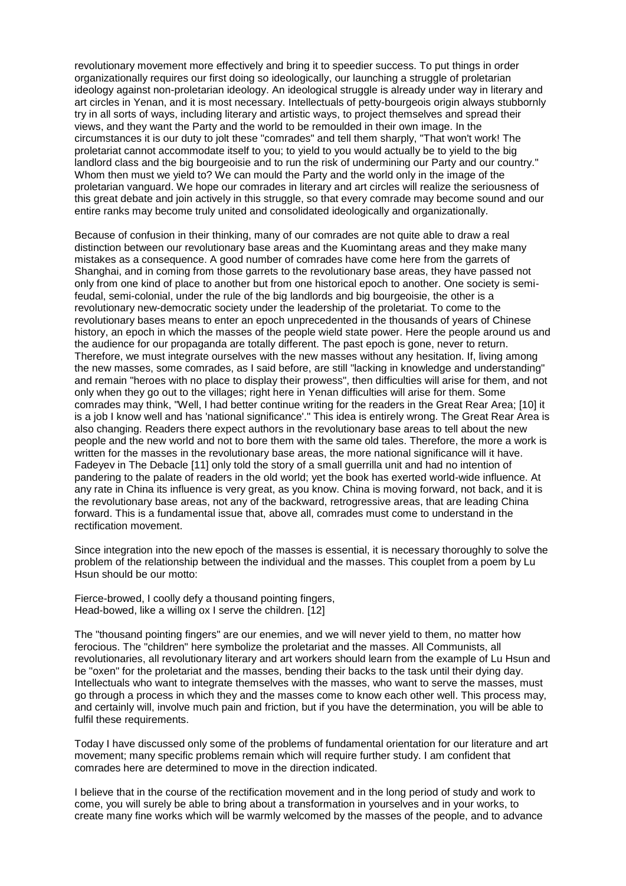revolutionary movement more effectively and bring it to speedier success. To put things in order organizationally requires our first doing so ideologically, our launching a struggle of proletarian ideology against non-proletarian ideology. An ideological struggle is already under way in literary and art circles in Yenan, and it is most necessary. Intellectuals of petty-bourgeois origin always stubbornly try in all sorts of ways, including literary and artistic ways, to project themselves and spread their views, and they want the Party and the world to be remoulded in their own image. In the circumstances it is our duty to jolt these "comrades" and tell them sharply, "That won't work! The proletariat cannot accommodate itself to you; to yield to you would actually be to yield to the big landlord class and the big bourgeoisie and to run the risk of undermining our Party and our country." Whom then must we yield to? We can mould the Party and the world only in the image of the proletarian vanguard. We hope our comrades in literary and art circles will realize the seriousness of this great debate and join actively in this struggle, so that every comrade may become sound and our entire ranks may become truly united and consolidated ideologically and organizationally.

Because of confusion in their thinking, many of our comrades are not quite able to draw a real distinction between our revolutionary base areas and the Kuomintang areas and they make many mistakes as a consequence. A good number of comrades have come here from the garrets of Shanghai, and in coming from those garrets to the revolutionary base areas, they have passed not only from one kind of place to another but from one historical epoch to another. One society is semi-feudal, semi-colonial, under the rule of the big landlords and big bourgeoisie, the other is a revolutionary new-democratic society under the leadership of the proletariat. To come to the revolutionary bases means to enter an epoch unprecedented in the thousands of years of Chinese history, an epoch in which the masses of the people wield state power. Here the people around us and the audience for our propaganda are totally different. The past epoch is gone, never to return. Therefore, we must integrate ourselves with the new masses without any hesitation. If, living among the new masses, some comrades, as I said before, are still "lacking in knowledge and understanding" and remain "heroes with no place to display their prowess", then difficulties will arise for them, and not only when they go out to the villages; right here in Yenan difficulties will arise for them. Some comrades may think, "Well, I had better continue writing for the readers in the Great Rear Area; [10] it is a job I know well and has 'national significance'." This idea is entirely wrong. The Great Rear Area is also changing. Readers there expect authors in the revolutionary base areas to tell about the new people and the new world and not to bore them with the same old tales. Therefore, the more a work is written for the masses in the revolutionary base areas, the more national significance will it have. Fadeyev in The Debacle [11] only told the story of a small guerrilla unit and had no intention of pandering to the palate of readers in the old world; yet the book has exerted world-wide influence. At any rate in China its influence is very great, as you know. China is moving forward, not back, and it is the revolutionary base areas, not any of the backward, retrogressive areas, that are leading China forward. This is a fundamental issue that, above all, comrades must come to understand in the rectification movement.

Since integration into the new epoch of the masses is essential, it is necessary thoroughly to solve the problem of the relationship between the individual and the masses. This couplet from a poem by Lu Hsun should be our motto:

Fierce-browed, I coolly defy a thousand pointing fingers,
Head-bowed, like a willing ox I serve the children. [12]

The "thousand pointing fingers" are our enemies, and we will never yield to them, no matter how ferocious. The "children" here symbolize the proletariat and the masses. All Communists, all revolutionaries, all revolutionary literary and art workers should learn from the example of Lu Hsun and be "oxen" for the proletariat and the masses, bending their backs to the task until their dying day. Intellectuals who want to integrate themselves with the masses, who want to serve the masses, must go through a process in which they and the masses come to know each other well. This process may, and certainly will, involve much pain and friction, but if you have the determination, you will be able to fulfil these requirements.

Today I have discussed only some of the problems of fundamental orientation for our literature and art movement; many specific problems remain which will require further study. I am confident that comrades here are determined to move in the direction indicated.

I believe that in the course of the rectification movement and in the long period of study and work to come, you will surely be able to bring about a transformation in yourselves and in your works, to create many fine works which will be warmly welcomed by the masses of the people, and to advance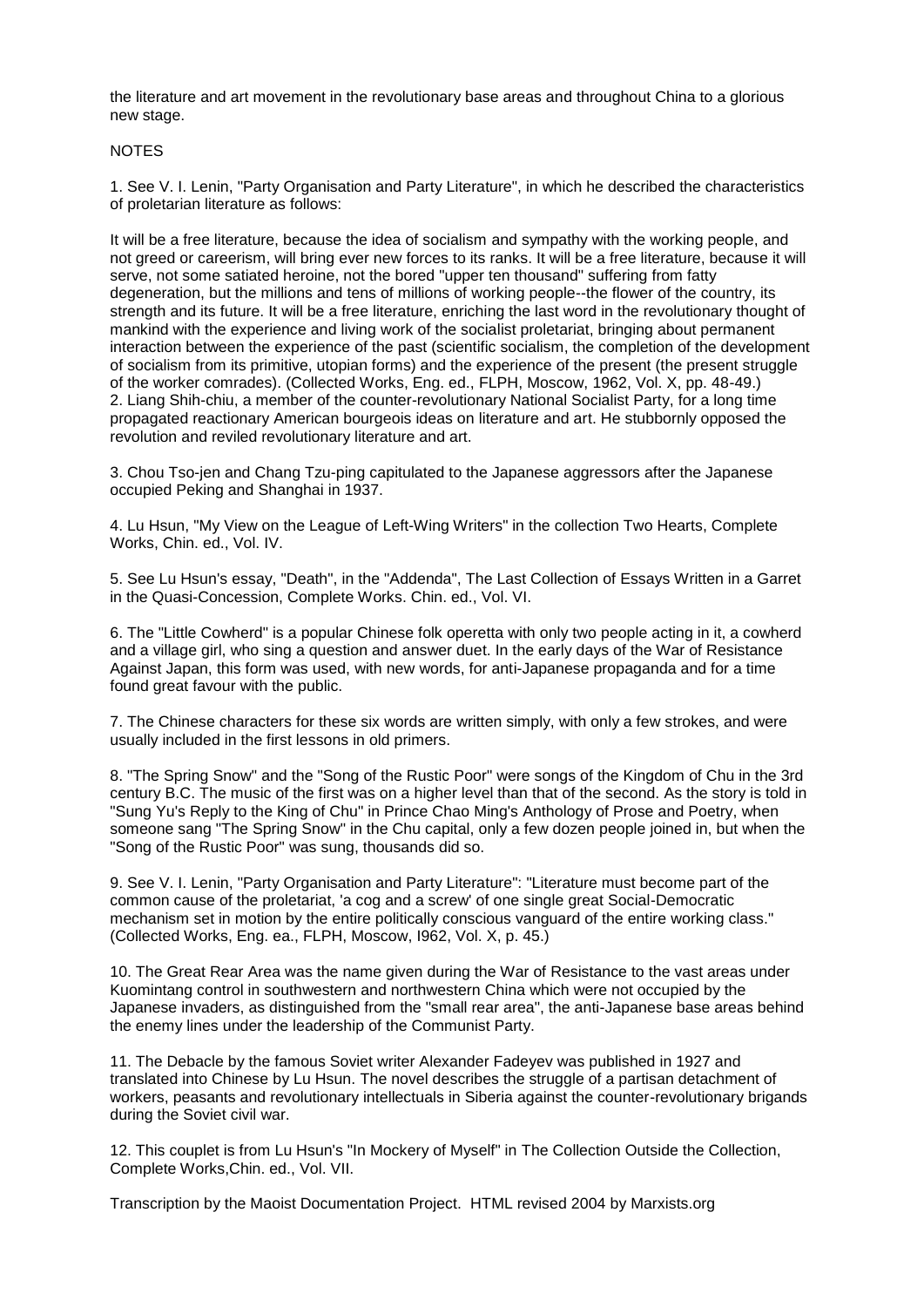the literature and art movement in the revolutionary base areas and throughout China to a glorious new stage.

NOTES

1. See V. I. Lenin, "Party Organisation and Party Literature", in which he described the characteristics of proletarian literature as follows:

It will be a free literature, because the idea of socialism and sympathy with the working people, and not greed or careerism, will bring ever new forces to its ranks. It will be a free literature, because it will serve, not some satiated heroine, not the bored "upper ten thousand" suffering from fatty degeneration, but the millions and tens of millions of working people--the flower of the country, its strength and its future. It will be a free literature, enriching the last word in the revolutionary thought of mankind with the experience and living work of the socialist proletariat, bringing about permanent interaction between the experience of the past (scientific socialism, the completion of the development of socialism from its primitive, utopian forms) and the experience of the present (the present struggle of the worker comrades). (Collected Works, Eng. ed., FLPH, Moscow, 1962, Vol. X, pp. 48-49.)

2. Liang Shih-chiu, a member of the counter-revolutionary National Socialist Party, for a long time propagated reactionary American bourgeois ideas on literature and art. He stubbornly opposed the revolution and reviled revolutionary literature and art.

3. Chou Tso-jen and Chang Tzu-ping capitulated to the Japanese aggressors after the Japanese occupied Peking and Shanghai in 1937.

4. Lu Hsun, "My View on the League of Left-Wing Writers" in the collection Two Hearts, Complete Works, Chin. ed., Vol. IV.

5. See Lu Hsun's essay, "Death", in the "Addenda", The Last Collection of Essays Written in a Garret in the Quasi-Concession, Complete Works. Chin. ed., Vol. VI.

6. The "Little Cowherd" is a popular Chinese folk operetta with only two people acting in it, a cowherd and a village girl, who sing a question and answer duet. In the early days of the War of Resistance Against Japan, this form was used, with new words, for anti-Japanese propaganda and for a time found great favour with the public.

7. The Chinese characters for these six words are written simply, with only a few strokes, and were usually included in the first lessons in old primers.

8. "The Spring Snow" and the "Song of the Rustic Poor" were songs of the Kingdom of Chu in the 3rd century B.C. The music of the first was on a higher level than that of the second. As the story is told in "Sung Yu's Reply to the King of Chu" in Prince Chao Ming's Anthology of Prose and Poetry, when someone sang "The Spring Snow" in the Chu capital, only a few dozen people joined in, but when the "Song of the Rustic Poor" was sung, thousands did so.

9. See V. I. Lenin, "Party Organisation and Party Literature": "Literature must become part of the common cause of the proletariat, 'a cog and a screw' of one single great Social-Democratic mechanism set in motion by the entire politically conscious vanguard of the entire working class." (Collected Works, Eng. ea., FLPH, Moscow, I962, Vol. X, p. 45.)

10. The Great Rear Area was the name given during the War of Resistance to the vast areas under Kuomintang control in southwestern and northwestern China which were not occupied by the Japanese invaders, as distinguished from the "small rear area", the anti-Japanese base areas behind the enemy lines under the leadership of the Communist Party.

11. The Debacle by the famous Soviet writer Alexander Fadeyev was published in 1927 and translated into Chinese by Lu Hsun. The novel describes the struggle of a partisan detachment of workers, peasants and revolutionary intellectuals in Siberia against the counter-revolutionary brigands during the Soviet civil war.

12. This couplet is from Lu Hsun's "In Mockery of Myself" in The Collection Outside the Collection, Complete Works,Chin. ed., Vol. VII.

Transcription by the Maoist Documentation Project. HTML revised 2004 by Marxists.org